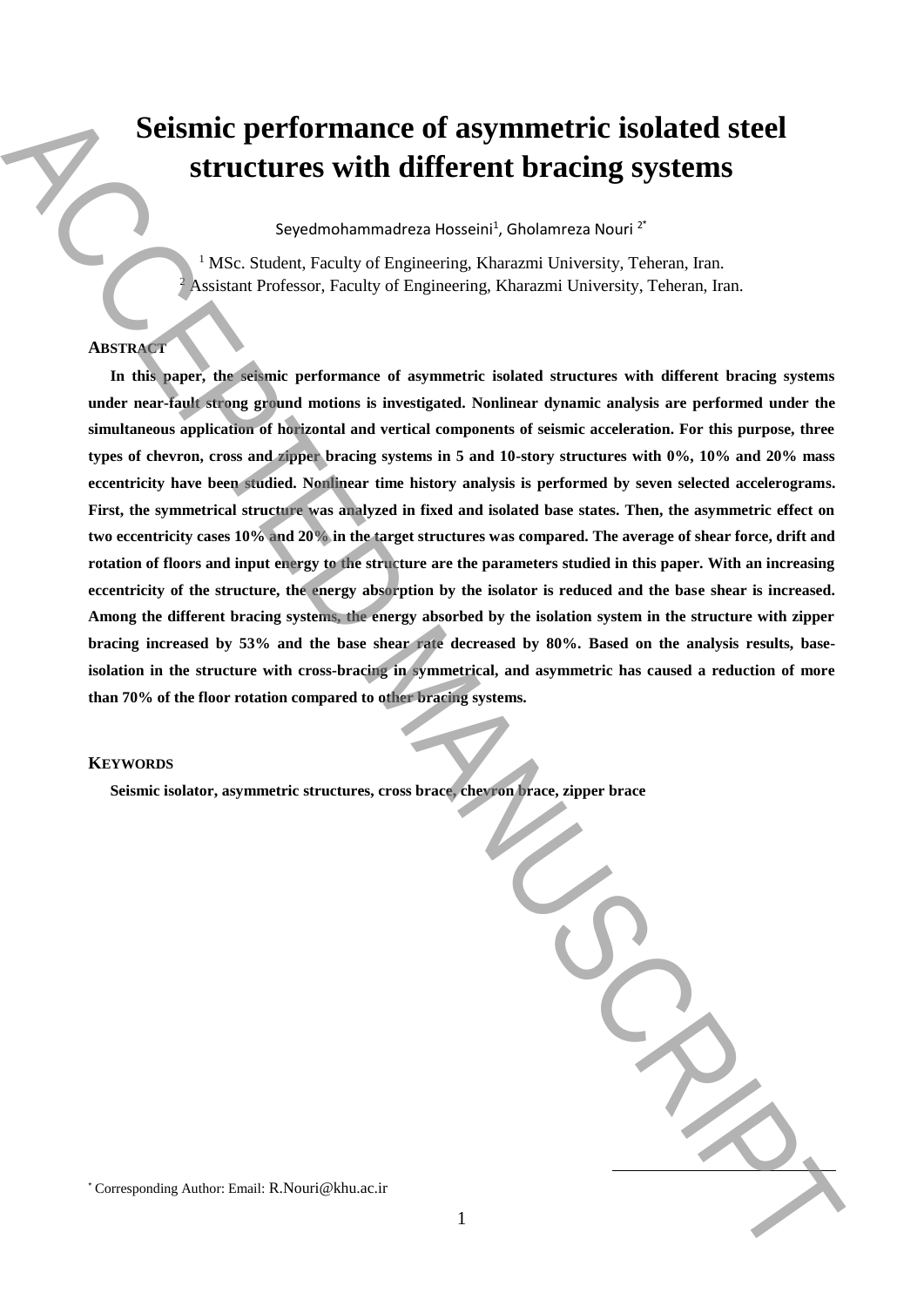# Seismic performance of asymmetric isolated steel structures with different bracing systems

Seyedmohammadreza Hosseini[1], Gholamreza Nouri [2*]

[1] MSc. Student, Faculty of Engineering, Kharazmi University, Teheran, Iran.
[2] Assistant Professor, Faculty of Engineering, Kharazmi University, Teheran, Iran.

## Abstract

**In this paper, the seismic performance of asymmetric isolated structures with different bracing systems under near-fault strong ground motions is investigated. Nonlinear dynamic analysis are performed under the simultaneous application of horizontal and vertical components of seismic acceleration. For this purpose, three types of chevron, cross and zipper bracing systems in 5 and 10-story structures with 0%, 10% and 20% mass eccentricity have been studied. Nonlinear time history analysis is performed by seven selected accelerograms. First, the symmetrical structure was analyzed in fixed and isolated base states. Then, the asymmetric effect on two eccentricity cases 10% and 20% in the target structures was compared. The average of shear force, drift and rotation of floors and input energy to the structure are the parameters studied in this paper. With an increasing eccentricity of the structure, the energy absorption by the isolator is reduced and the base shear is increased. Among the different bracing systems, the energy absorbed by the isolation system in the structure with zipper bracing increased by 53% and the base shear rate decreased by 80%. Based on the analysis results, base-isolation in the structure with cross-bracing in symmetrical, and asymmetric has caused a reduction of more than 70% of the floor rotation compared to other bracing systems.**

## Keywords

**Seismic isolator, asymmetric structures, cross brace, chevron brace, zipper brace**

[*] Corresponding Author: Email: R.Nouri@khu.ac.ir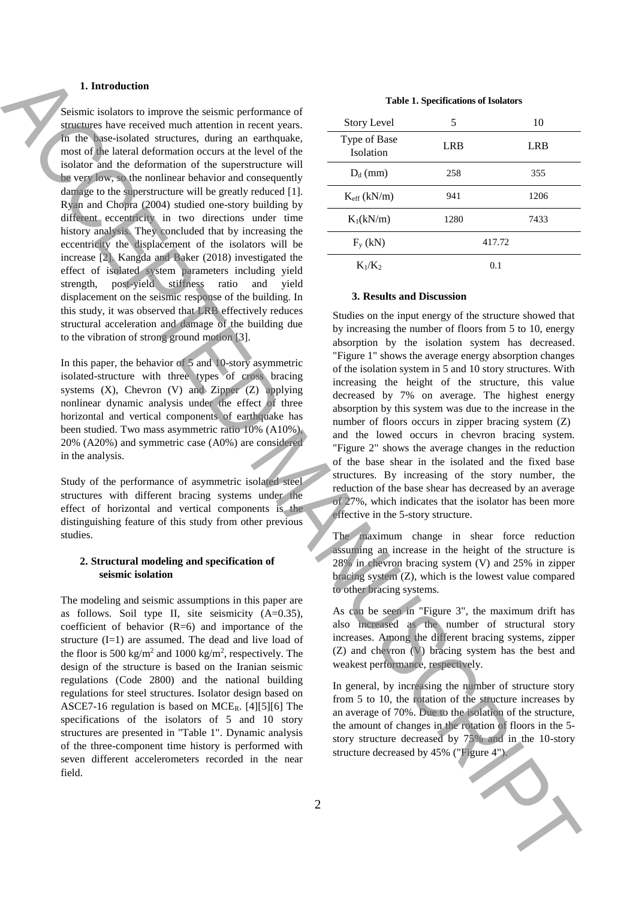### 1. Introduction

Seismic isolators to improve the seismic performance of structures have received much attention in recent years. In the base-isolated structures, during an earthquake, most of the lateral deformation occurs at the level of the isolator and the deformation of the superstructure will be very low, so the nonlinear behavior and consequently damage to the superstructure will be greatly reduced [1]. Ryan and Chopra (2004) studied one-story building by different eccentricity in two directions under time history analysis. They concluded that by increasing the eccentricity the displacement of the isolators will be increase [2]. Kangda and Baker (2018) investigated the effect of isolated system parameters including yield strength, post-yield stiffness ratio and yield displacement on the seismic response of the building. In this study, it was observed that LRB effectively reduces structural acceleration and damage of the building due to the vibration of strong ground motion [3].

In this paper, the behavior of 5 and 10-story asymmetric isolated-structure with three types of cross bracing systems (X), Chevron (V) and Zipper (Z) applying nonlinear dynamic analysis under the effect of three horizontal and vertical components of earthquake has been studied. Two mass asymmetric ratio 10% (A10%), 20% (A20%) and symmetric case (A0%) are considered in the analysis.

Study of the performance of asymmetric isolated steel structures with different bracing systems under the effect of horizontal and vertical components is the distinguishing feature of this study from other previous studies.

### 2. Structural modeling and specification of seismic isolation

The modeling and seismic assumptions in this paper are as follows. Soil type II, site seismicity (A=0.35), coefficient of behavior (R=6) and importance of the structure (I=1) are assumed. The dead and live load of the floor is 500 kg/m$^2$ and 1000 kg/m$^2$, respectively. The design of the structure is based on the Iranian seismic regulations (Code 2800) and the national building regulations for steel structures. Isolator design based on ASCE7-16 regulation is based on $MCE_R$. [4][5][6] The specifications of the isolators of 5 and 10 story structures are presented in "Table 1". Dynamic analysis of the three-component time history is performed with seven different accelerometers recorded in the near field.

**Table 1. Specifications of Isolators**

| Story Level | 5 | 10 |
|---|---|---|
| Type of Base Isolation | LRB | LRB |
| $D_d$ (mm) | 258 | 355 |
| $K_{eff}$ (kN/m) | 941 | 1206 |
| $K_1$(kN/m) | 1280 | 7433 |
| $F_y$ (kN) | 417.72 | |
| $K_1/K_2$ | 0.1 | |

### 3. Results and Discussion

Studies on the input energy of the structure showed that by increasing the number of floors from 5 to 10, energy absorption by the isolation system has decreased. "Figure 1" shows the average energy absorption changes of the isolation system in 5 and 10 story structures. With increasing the height of the structure, this value decreased by 7% on average. The highest energy absorption by this system was due to the increase in the number of floors occurs in zipper bracing system (Z) and the lowed occurs in chevron bracing system. "Figure 2" shows the average changes in the reduction of the base shear in the isolated and the fixed base structures. By increasing of the story number, the reduction of the base shear has decreased by an average of 27%, which indicates that the isolator has been more effective in the 5-story structure.

The maximum change in shear force reduction assuming an increase in the height of the structure is 28% in chevron bracing system (V) and 25% in zipper bracing system (Z), which is the lowest value compared to other bracing systems.

As can be seen in "Figure 3", the maximum drift has also increased as the number of structural story increases. Among the different bracing systems, zipper (Z) and chevron (V) bracing system has the best and weakest performance, respectively.

In general, by increasing the number of structure story from 5 to 10, the rotation of the structure increases by an average of 70%. Due to the isolation of the structure, the amount of changes in the rotation of floors in the 5-story structure decreased by 75% and in the 10-story structure decreased by 45% ("Figure 4").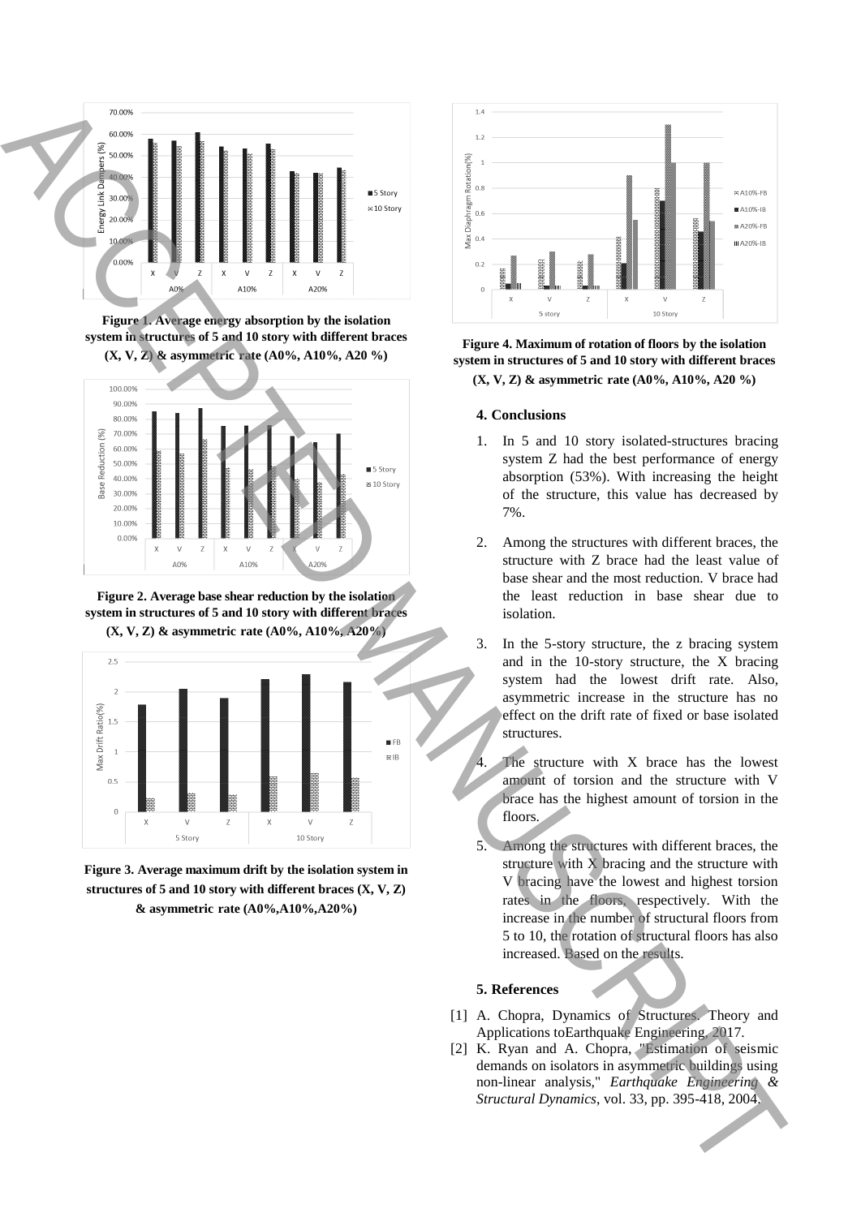**Figure 1. Average energy absorption by the isolation system in structures of 5 and 10 story with different braces (X, V, Z) & asymmetric rate (A0%, A10%, A20 %)**

**Figure 2. Average base shear reduction by the isolation system in structures of 5 and 10 story with different braces (X, V, Z) & asymmetric rate (A0%, A10%, A20%)**

**Figure 3. Average maximum drift by the isolation system in structures of 5 and 10 story with different braces (X, V, Z) & asymmetric rate (A0%,A10%,A20%)**

**Figure 4. Maximum of rotation of floors by the isolation system in structures of 5 and 10 story with different braces (X, V, Z) & asymmetric rate (A0%, A10%, A20 %)**

### 4. Conclusions

1. In 5 and 10 story isolated-structures bracing system Z had the best performance of energy absorption (53%). With increasing the height of the structure, this value has decreased by 7%.

2. Among the structures with different braces, the structure with Z brace had the least value of base shear and the most reduction. V brace had the least reduction in base shear due to isolation.

3. In the 5-story structure, the z bracing system and in the 10-story structure, the X bracing system had the lowest drift rate. Also, asymmetric increase in the structure has no effect on the drift rate of fixed or base isolated structures.

4. The structure with X brace has the lowest amount of torsion and the structure with V brace has the highest amount of torsion in the floors.

5. Among the structures with different braces, the structure with X bracing and the structure with V bracing have the lowest and highest torsion rates in the floors, respectively. With the increase in the number of structural floors from 5 to 10, the rotation of structural floors has also increased. Based on the results.

### 5. References

[1] A. Chopra, Dynamics of Structures: Theory and Applications toEarthquake Engineering, 2017.

[2] K. Ryan and A. Chopra, "Estimation of seismic demands on isolators in asymmetric buildings using non-linear analysis," *Earthquake Engineering & Structural Dynamics*, vol. 33, pp. 395-418, 2004.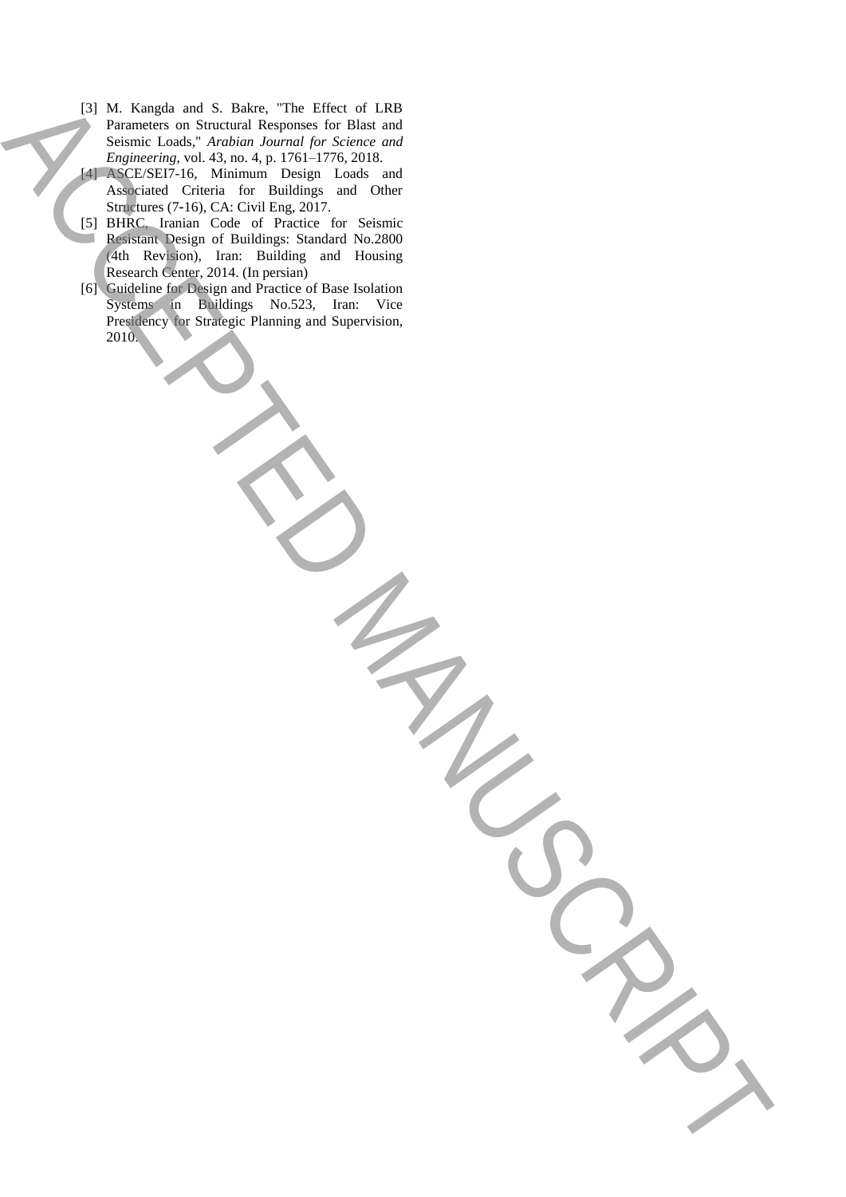[3] M. Kangda and S. Bakre, "The Effect of LRB Parameters on Structural Responses for Blast and Seismic Loads," *Arabian Journal for Science and Engineering,* vol. 43, no. 4, p. 1761–1776, 2018.

[4] ASCE/SEI7-16, Minimum Design Loads and Associated Criteria for Buildings and Other Structures (7-16), CA: Civil Eng, 2017.

[5] BHRC, Iranian Code of Practice for Seismic Resistant Design of Buildings: Standard No.2800 (4th Revision), Iran: Building and Housing Research Center, 2014. (In persian)

[6] Guideline for Design and Practice of Base Isolation Systems in Buildings No.523, Iran: Vice Presidency for Strategic Planning and Supervision, 2010.